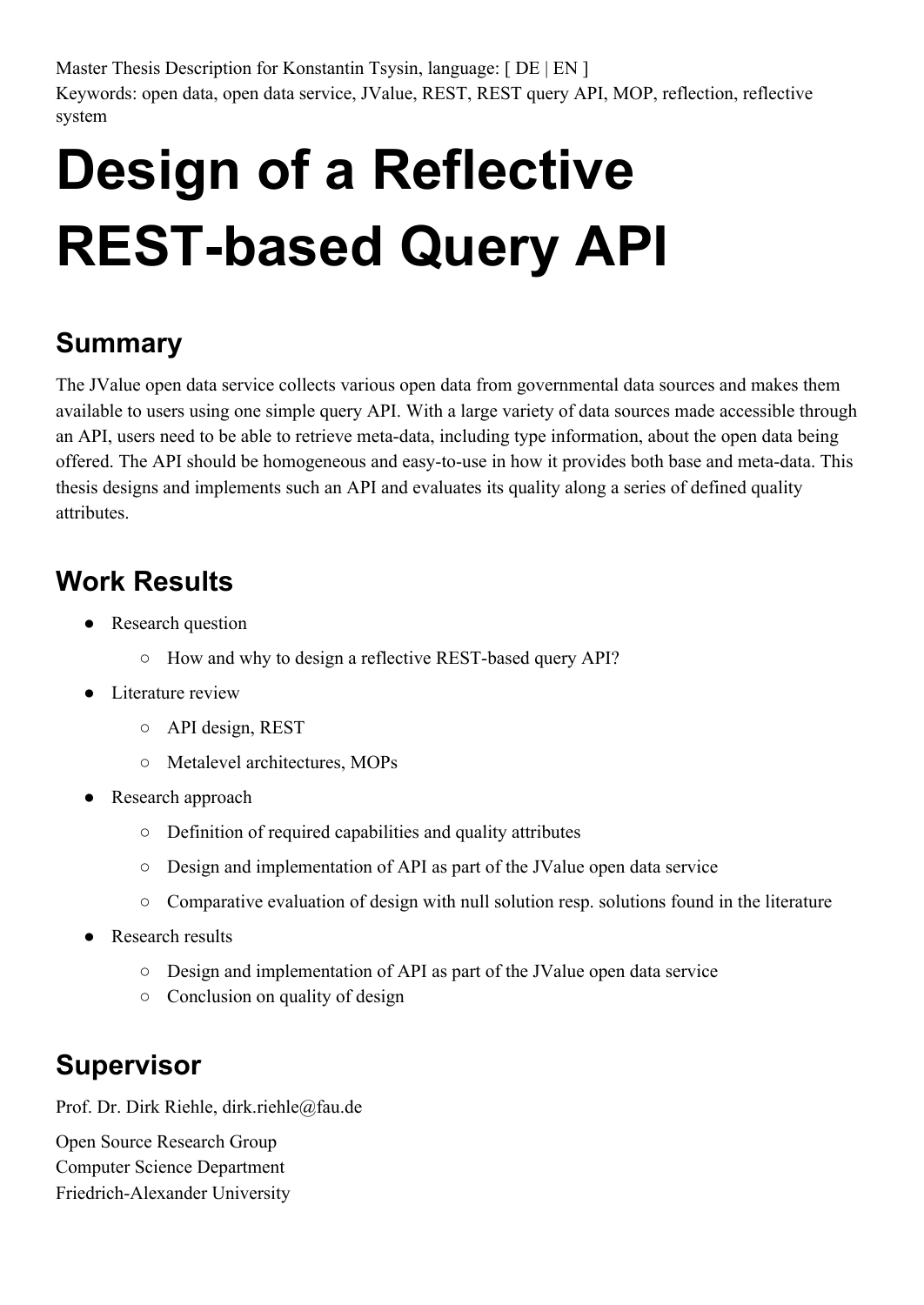Master Thesis Description for Konstantin Tsysin, language: [ DE | EN ]
Keywords: open data, open data service, JValue, REST, REST query API, MOP, reflection, reflective system

# Design of a Reflective REST-based Query API

## Summary

The JValue open data service collects various open data from governmental data sources and makes them available to users using one simple query API. With a large variety of data sources made accessible through an API, users need to be able to retrieve meta-data, including type information, about the open data being offered. The API should be homogeneous and easy-to-use in how it provides both base and meta-data. This thesis designs and implements such an API and evaluates its quality along a series of defined quality attributes.

## Work Results

- Research question
  - How and why to design a reflective REST-based query API?
- Literature review
  - API design, REST
  - Metalevel architectures, MOPs
- Research approach
  - Definition of required capabilities and quality attributes
  - Design and implementation of API as part of the JValue open data service
  - Comparative evaluation of design with null solution resp. solutions found in the literature
- Research results
  - Design and implementation of API as part of the JValue open data service
  - Conclusion on quality of design

## Supervisor

Prof. Dr. Dirk Riehle, dirk.riehle@fau.de

Open Source Research Group
Computer Science Department
Friedrich-Alexander University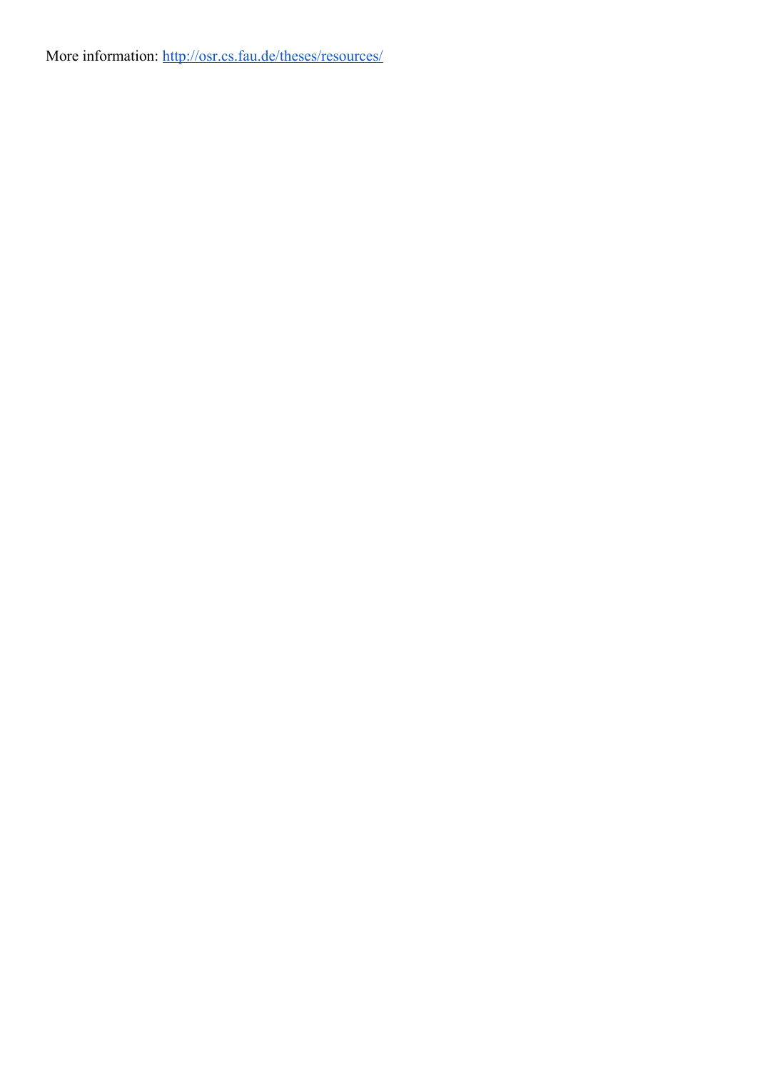More information: [http://osr.cs.fau.de/theses/resources/](http://osr.cs.fau.de/theses/resources/)